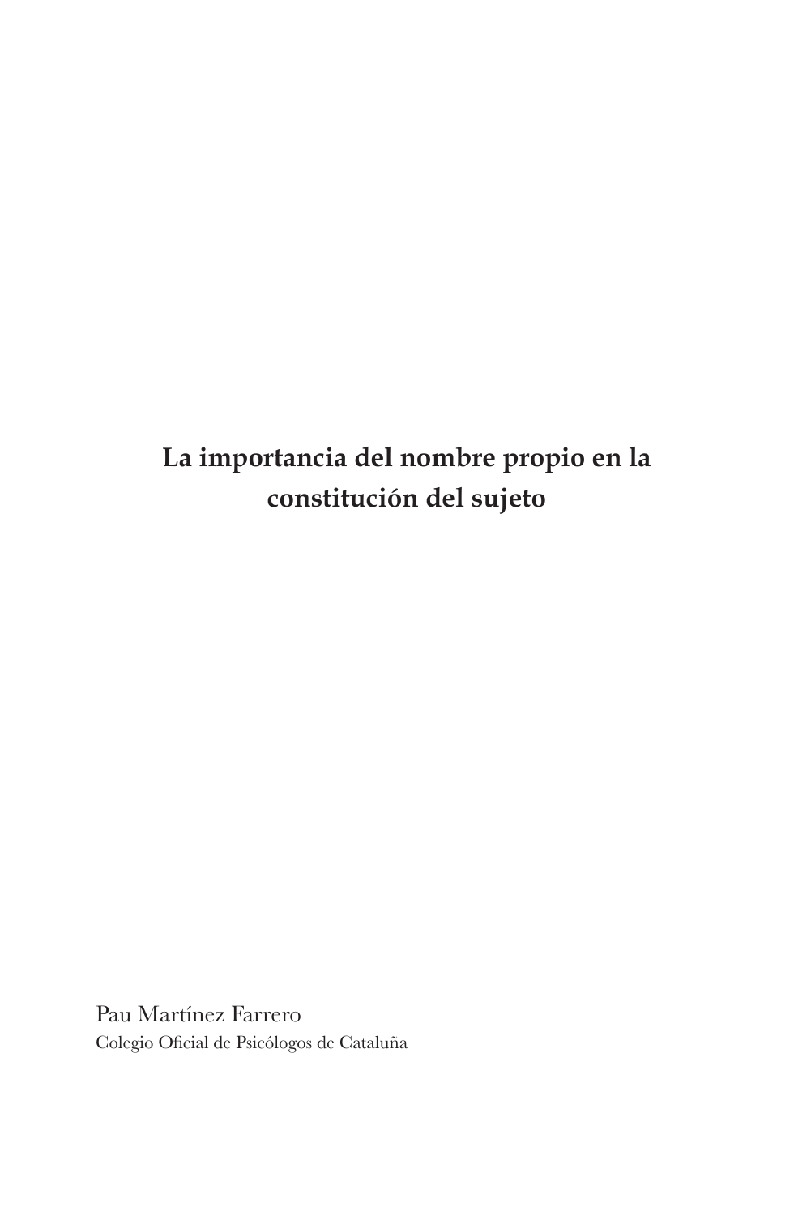# La importancia del nombre propio en la constitución del sujeto

Pau Martínez Farrero

Colegio Oficial de Psicólogos de Cataluña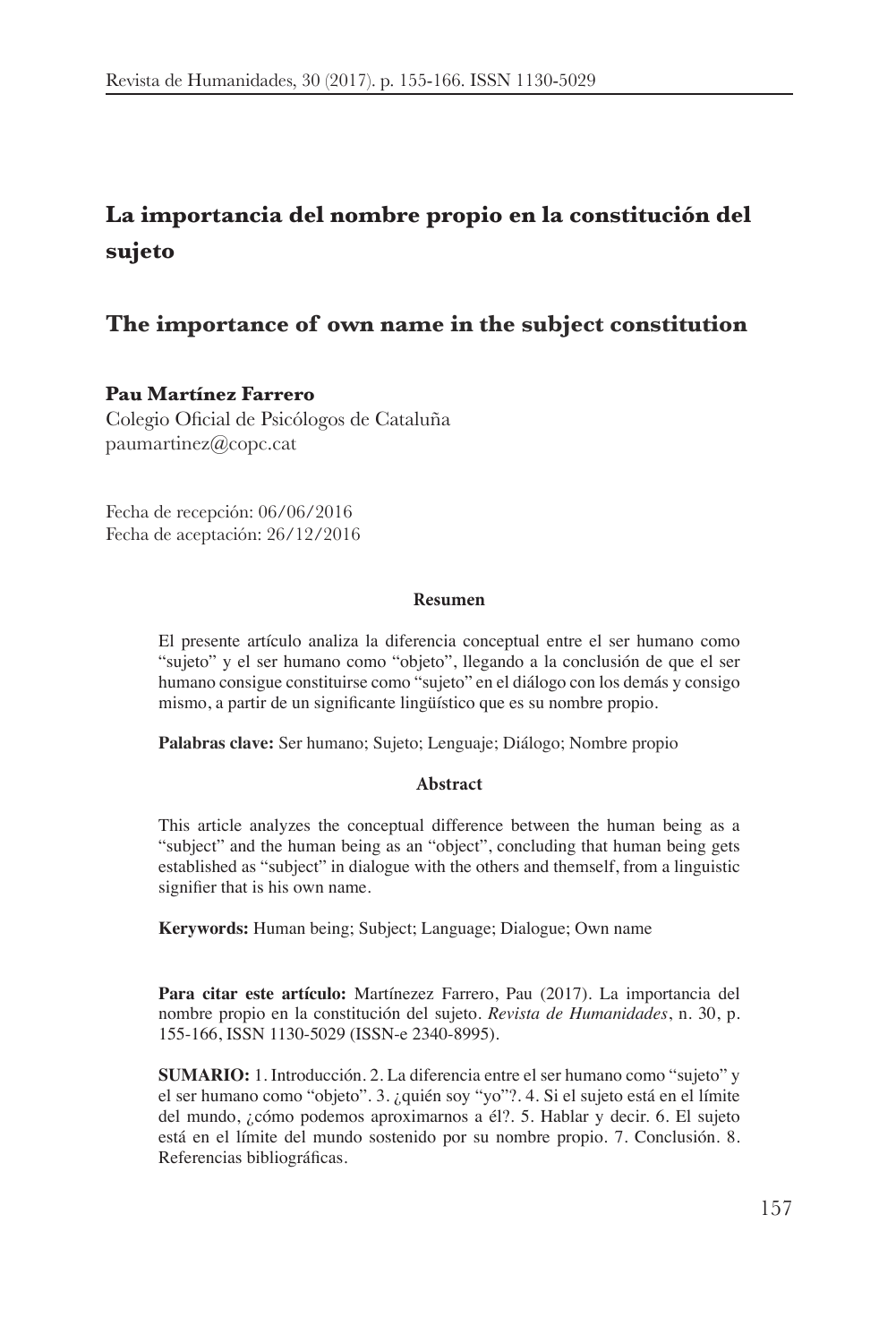# La importancia del nombre propio en la constitución del sujeto

# The importance of own name in the subject constitution

**Pau Martínez Farrero**
Colegio Oficial de Psicólogos de Cataluña
paumartinez@copc.cat

Fecha de recepción: 06/06/2016
Fecha de aceptación: 26/12/2016

**Resumen**

El presente artículo analiza la diferencia conceptual entre el ser humano como "sujeto" y el ser humano como "objeto", llegando a la conclusión de que el ser humano consigue constituirse como "sujeto" en el diálogo con los demás y consigo mismo, a partir de un significante lingüístico que es su nombre propio.

**Palabras clave:** Ser humano; Sujeto; Lenguaje; Diálogo; Nombre propio

**Abstract**

This article analyzes the conceptual difference between the human being as a "subject" and the human being as an "object", concluding that human being gets established as "subject" in dialogue with the others and themself, from a linguistic signifier that is his own name.

**Kerywords:** Human being; Subject; Language; Dialogue; Own name

**Para citar este artículo:** Martínezez Farrero, Pau (2017). La importancia del nombre propio en la constitución del sujeto. *Revista de Humanidades*, n. 30, p. 155-166, ISSN 1130-5029 (ISSN-e 2340-8995).

**SUMARIO:** 1. Introducción. 2. La diferencia entre el ser humano como "sujeto" y el ser humano como "objeto". 3. ¿quién soy "yo"?. 4. Si el sujeto está en el límite del mundo, ¿cómo podemos aproximarnos a él?. 5. Hablar y decir. 6. El sujeto está en el límite del mundo sostenido por su nombre propio. 7. Conclusión. 8. Referencias bibliográficas.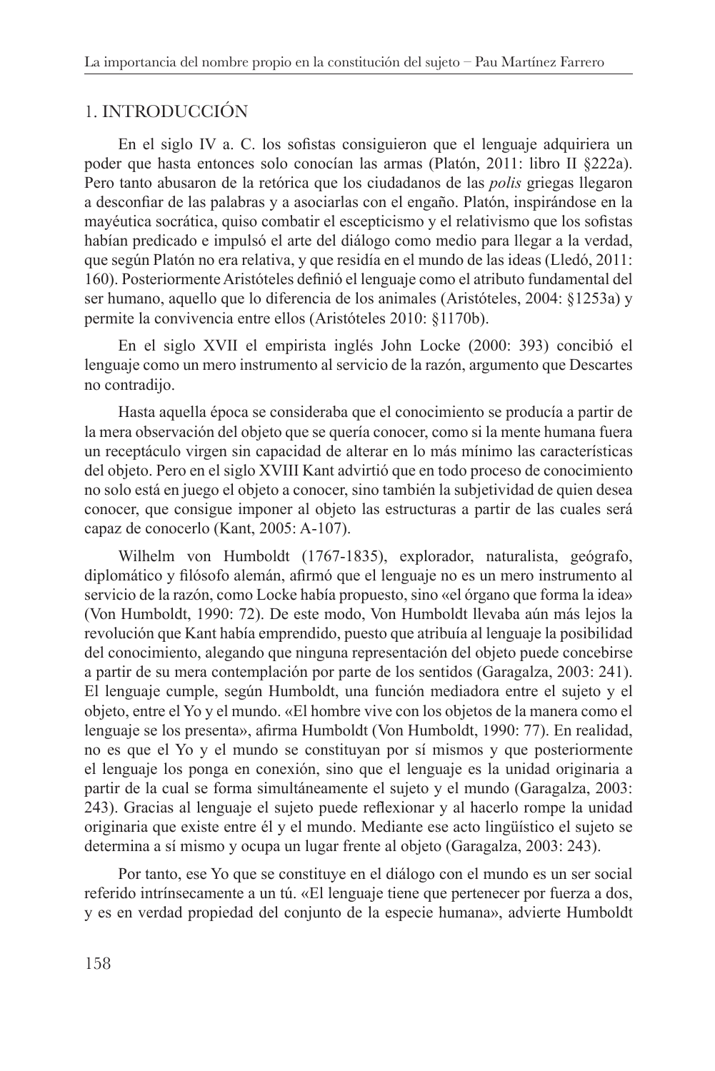## 1. INTRODUCCIÓN

En el siglo IV a. C. los sofistas consiguieron que el lenguaje adquiriera un poder que hasta entonces solo conocían las armas (Platón, 2011: libro II §222a). Pero tanto abusaron de la retórica que los ciudadanos de las *polis* griegas llegaron a desconfiar de las palabras y a asociarlas con el engaño. Platón, inspirándose en la mayéutica socrática, quiso combatir el escepticismo y el relativismo que los sofistas habían predicado e impulsó el arte del diálogo como medio para llegar a la verdad, que según Platón no era relativa, y que residía en el mundo de las ideas (Lledó, 2011: 160). Posteriormente Aristóteles definió el lenguaje como el atributo fundamental del ser humano, aquello que lo diferencia de los animales (Aristóteles, 2004: §1253a) y permite la convivencia entre ellos (Aristóteles 2010: §1170b).

En el siglo XVII el empirista inglés John Locke (2000: 393) concibió el lenguaje como un mero instrumento al servicio de la razón, argumento que Descartes no contradijo.

Hasta aquella época se consideraba que el conocimiento se producía a partir de la mera observación del objeto que se quería conocer, como si la mente humana fuera un receptáculo virgen sin capacidad de alterar en lo más mínimo las características del objeto. Pero en el siglo XVIII Kant advirtió que en todo proceso de conocimiento no solo está en juego el objeto a conocer, sino también la subjetividad de quien desea conocer, que consigue imponer al objeto las estructuras a partir de las cuales será capaz de conocerlo (Kant, 2005: A-107).

Wilhelm von Humboldt (1767-1835), explorador, naturalista, geógrafo, diplomático y filósofo alemán, afirmó que el lenguaje no es un mero instrumento al servicio de la razón, como Locke había propuesto, sino «el órgano que forma la idea» (Von Humboldt, 1990: 72). De este modo, Von Humboldt llevaba aún más lejos la revolución que Kant había emprendido, puesto que atribuía al lenguaje la posibilidad del conocimiento, alegando que ninguna representación del objeto puede concebirse a partir de su mera contemplación por parte de los sentidos (Garagalza, 2003: 241). El lenguaje cumple, según Humboldt, una función mediadora entre el sujeto y el objeto, entre el Yo y el mundo. «El hombre vive con los objetos de la manera como el lenguaje se los presenta», afirma Humboldt (Von Humboldt, 1990: 77). En realidad, no es que el Yo y el mundo se constituyan por sí mismos y que posteriormente el lenguaje los ponga en conexión, sino que el lenguaje es la unidad originaria a partir de la cual se forma simultáneamente el sujeto y el mundo (Garagalza, 2003: 243). Gracias al lenguaje el sujeto puede reflexionar y al hacerlo rompe la unidad originaria que existe entre él y el mundo. Mediante ese acto lingüístico el sujeto se determina a sí mismo y ocupa un lugar frente al objeto (Garagalza, 2003: 243).

Por tanto, ese Yo que se constituye en el diálogo con el mundo es un ser social referido intrínsecamente a un tú. «El lenguaje tiene que pertenecer por fuerza a dos, y es en verdad propiedad del conjunto de la especie humana», advierte Humboldt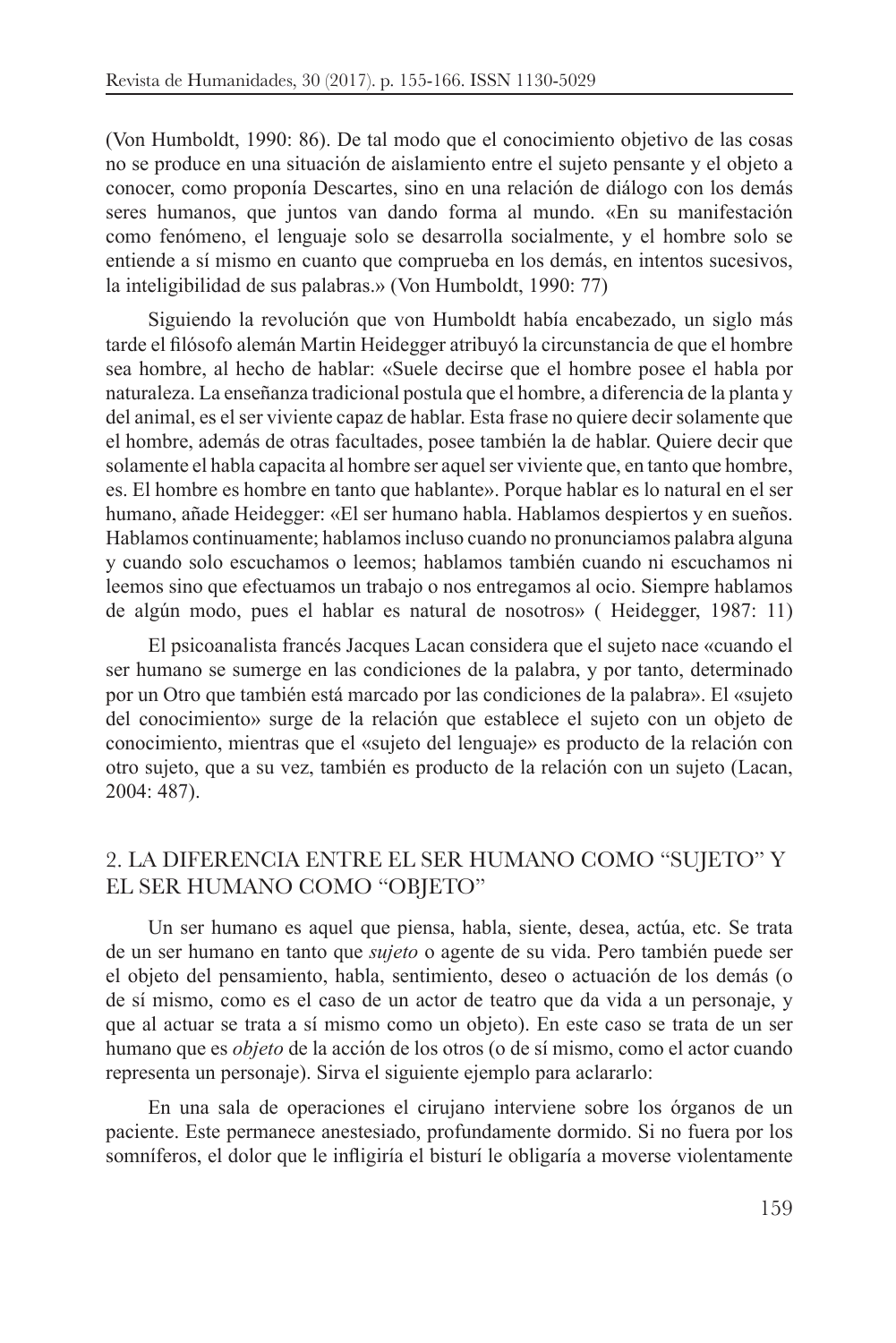(Von Humboldt, 1990: 86). De tal modo que el conocimiento objetivo de las cosas no se produce en una situación de aislamiento entre el sujeto pensante y el objeto a conocer, como proponía Descartes, sino en una relación de diálogo con los demás seres humanos, que juntos van dando forma al mundo. «En su manifestación como fenómeno, el lenguaje solo se desarrolla socialmente, y el hombre solo se entiende a sí mismo en cuanto que comprueba en los demás, en intentos sucesivos, la inteligibilidad de sus palabras.» (Von Humboldt, 1990: 77)

Siguiendo la revolución que von Humboldt había encabezado, un siglo más tarde el filósofo alemán Martin Heidegger atribuyó la circunstancia de que el hombre sea hombre, al hecho de hablar: «Suele decirse que el hombre posee el habla por naturaleza. La enseñanza tradicional postula que el hombre, a diferencia de la planta y del animal, es el ser viviente capaz de hablar. Esta frase no quiere decir solamente que el hombre, además de otras facultades, posee también la de hablar. Quiere decir que solamente el habla capacita al hombre ser aquel ser viviente que, en tanto que hombre, es. El hombre es hombre en tanto que hablante». Porque hablar es lo natural en el ser humano, añade Heidegger: «El ser humano habla. Hablamos despiertos y en sueños. Hablamos continuamente; hablamos incluso cuando no pronunciamos palabra alguna y cuando solo escuchamos o leemos; hablamos también cuando ni escuchamos ni leemos sino que efectuamos un trabajo o nos entregamos al ocio. Siempre hablamos de algún modo, pues el hablar es natural de nosotros» ( Heidegger, 1987: 11)

El psicoanalista francés Jacques Lacan considera que el sujeto nace «cuando el ser humano se sumerge en las condiciones de la palabra, y por tanto, determinado por un Otro que también está marcado por las condiciones de la palabra». El «sujeto del conocimiento» surge de la relación que establece el sujeto con un objeto de conocimiento, mientras que el «sujeto del lenguaje» es producto de la relación con otro sujeto, que a su vez, también es producto de la relación con un sujeto (Lacan, 2004: 487).

## 2. LA DIFERENCIA ENTRE EL SER HUMANO COMO "SUJETO" Y EL SER HUMANO COMO "OBJETO"

Un ser humano es aquel que piensa, habla, siente, desea, actúa, etc. Se trata de un ser humano en tanto que *sujeto* o agente de su vida. Pero también puede ser el objeto del pensamiento, habla, sentimiento, deseo o actuación de los demás (o de sí mismo, como es el caso de un actor de teatro que da vida a un personaje, y que al actuar se trata a sí mismo como un objeto). En este caso se trata de un ser humano que es *objeto* de la acción de los otros (o de sí mismo, como el actor cuando representa un personaje). Sirva el siguiente ejemplo para aclararlo:

En una sala de operaciones el cirujano interviene sobre los órganos de un paciente. Este permanece anestesiado, profundamente dormido. Si no fuera por los somníferos, el dolor que le infligiría el bisturí le obligaría a moverse violentamente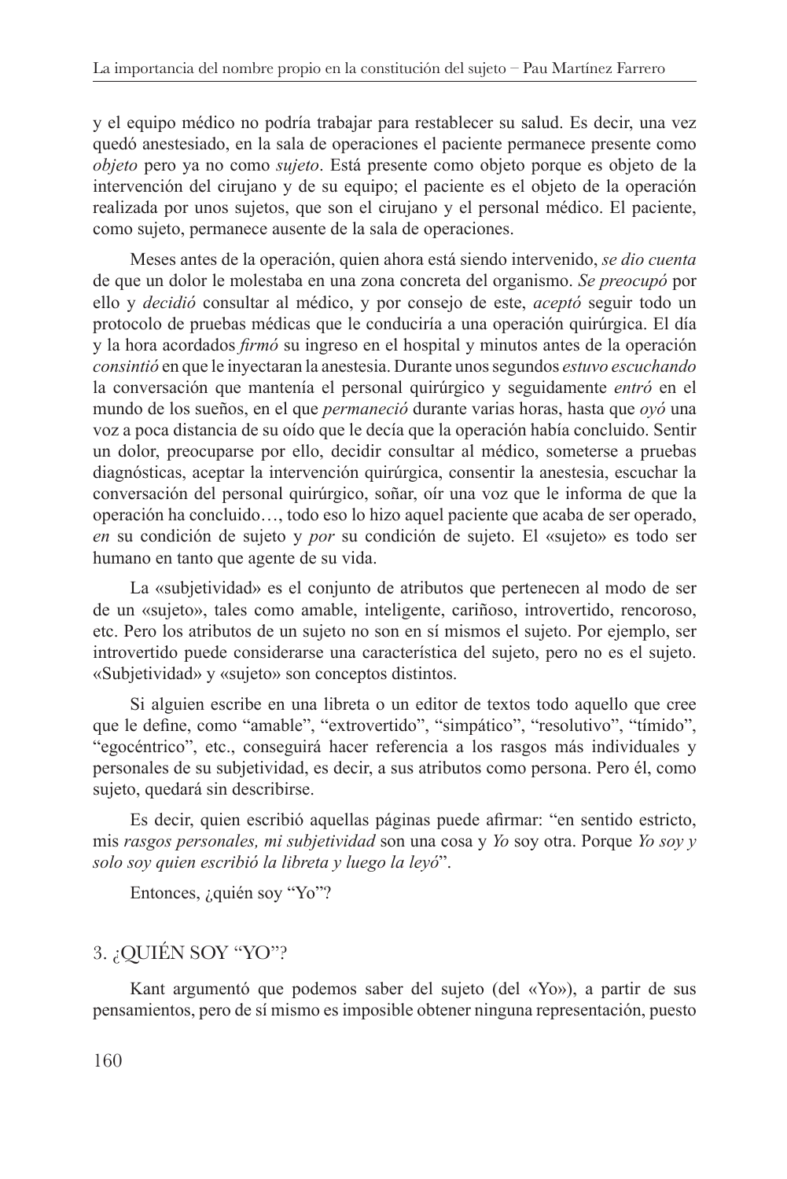y el equipo médico no podría trabajar para restablecer su salud. Es decir, una vez quedó anestesiado, en la sala de operaciones el paciente permanece presente como *objeto* pero ya no como *sujeto*. Está presente como objeto porque es objeto de la intervención del cirujano y de su equipo; el paciente es el objeto de la operación realizada por unos sujetos, que son el cirujano y el personal médico. El paciente, como sujeto, permanece ausente de la sala de operaciones.

Meses antes de la operación, quien ahora está siendo intervenido, *se dio cuenta* de que un dolor le molestaba en una zona concreta del organismo. *Se preocupó* por ello y *decidió* consultar al médico, y por consejo de este, *aceptó* seguir todo un protocolo de pruebas médicas que le conduciría a una operación quirúrgica. El día y la hora acordados *firmó* su ingreso en el hospital y minutos antes de la operación *consintió* en que le inyectaran la anestesia. Durante unos segundos *estuvo escuchando* la conversación que mantenía el personal quirúrgico y seguidamente *entró* en el mundo de los sueños, en el que *permaneció* durante varias horas, hasta que *oyó* una voz a poca distancia de su oído que le decía que la operación había concluido. Sentir un dolor, preocuparse por ello, decidir consultar al médico, someterse a pruebas diagnósticas, aceptar la intervención quirúrgica, consentir la anestesia, escuchar la conversación del personal quirúrgico, soñar, oír una voz que le informa de que la operación ha concluido…, todo eso lo hizo aquel paciente que acaba de ser operado, *en* su condición de sujeto y *por* su condición de sujeto. El «sujeto» es todo ser humano en tanto que agente de su vida.

La «subjetividad» es el conjunto de atributos que pertenecen al modo de ser de un «sujeto», tales como amable, inteligente, cariñoso, introvertido, rencoroso, etc. Pero los atributos de un sujeto no son en sí mismos el sujeto. Por ejemplo, ser introvertido puede considerarse una característica del sujeto, pero no es el sujeto. «Subjetividad» y «sujeto» son conceptos distintos.

Si alguien escribe en una libreta o un editor de textos todo aquello que cree que le define, como "amable", "extrovertido", "simpático", "resolutivo", "tímido", "egocéntrico", etc., conseguirá hacer referencia a los rasgos más individuales y personales de su subjetividad, es decir, a sus atributos como persona. Pero él, como sujeto, quedará sin describirse.

Es decir, quien escribió aquellas páginas puede afirmar: "en sentido estricto, mis *rasgos personales, mi subjetividad* son una cosa y *Yo* soy otra. Porque *Yo soy y solo soy quien escribió la libreta y luego la leyó*".

Entonces, ¿quién soy "Yo"?

## 3. ¿QUIÉN SOY "YO"?

Kant argumentó que podemos saber del sujeto (del «Yo»), a partir de sus pensamientos, pero de sí mismo es imposible obtener ninguna representación, puesto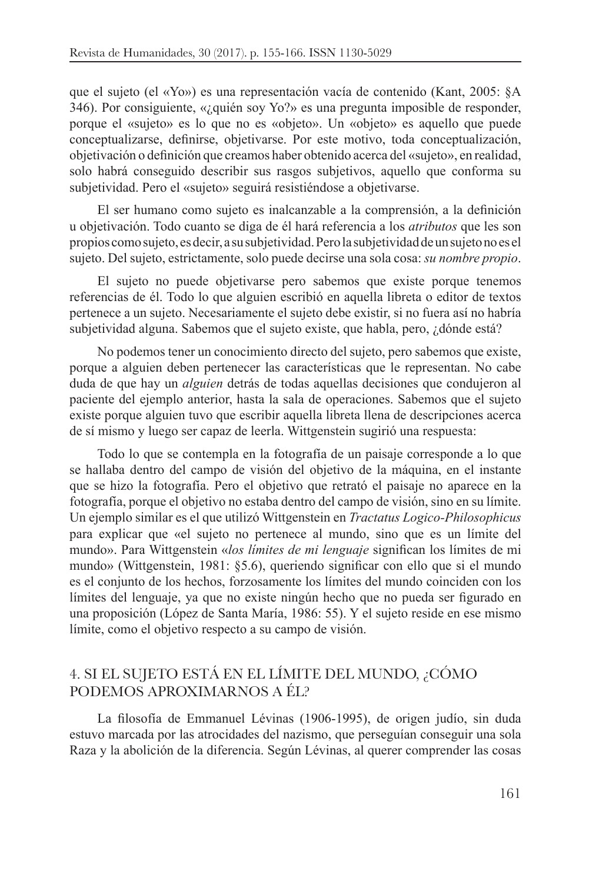que el sujeto (el «Yo») es una representación vacía de contenido (Kant, 2005: §A 346). Por consiguiente, «¿quién soy Yo?» es una pregunta imposible de responder, porque el «sujeto» es lo que no es «objeto». Un «objeto» es aquello que puede conceptualizarse, definirse, objetivarse. Por este motivo, toda conceptualización, objetivación o definición que creamos haber obtenido acerca del «sujeto», en realidad, solo habrá conseguido describir sus rasgos subjetivos, aquello que conforma su subjetividad. Pero el «sujeto» seguirá resistiéndose a objetivarse.

El ser humano como sujeto es inalcanzable a la comprensión, a la definición u objetivación. Todo cuanto se diga de él hará referencia a los *atributos* que les son propios como sujeto, es decir, a su subjetividad. Pero la subjetividad de un sujeto no es el sujeto. Del sujeto, estrictamente, solo puede decirse una sola cosa: *su nombre propio*.

El sujeto no puede objetivarse pero sabemos que existe porque tenemos referencias de él. Todo lo que alguien escribió en aquella libreta o editor de textos pertenece a un sujeto. Necesariamente el sujeto debe existir, si no fuera así no habría subjetividad alguna. Sabemos que el sujeto existe, que habla, pero, ¿dónde está?

No podemos tener un conocimiento directo del sujeto, pero sabemos que existe, porque a alguien deben pertenecer las características que le representan. No cabe duda de que hay un *alguien* detrás de todas aquellas decisiones que condujeron al paciente del ejemplo anterior, hasta la sala de operaciones. Sabemos que el sujeto existe porque alguien tuvo que escribir aquella libreta llena de descripciones acerca de sí mismo y luego ser capaz de leerla. Wittgenstein sugirió una respuesta:

Todo lo que se contempla en la fotografía de un paisaje corresponde a lo que se hallaba dentro del campo de visión del objetivo de la máquina, en el instante que se hizo la fotografía. Pero el objetivo que retrató el paisaje no aparece en la fotografía, porque el objetivo no estaba dentro del campo de visión, sino en su límite. Un ejemplo similar es el que utilizó Wittgenstein en *Tractatus Logico-Philosophicus* para explicar que «el sujeto no pertenece al mundo, sino que es un límite del mundo». Para Wittgenstein «*los límites de mi lenguaje* significan los límites de mi mundo» (Wittgenstein, 1981: §5.6), queriendo significar con ello que si el mundo es el conjunto de los hechos, forzosamente los límites del mundo coinciden con los límites del lenguaje, ya que no existe ningún hecho que no pueda ser figurado en una proposición (López de Santa María, 1986: 55). Y el sujeto reside en ese mismo límite, como el objetivo respecto a su campo de visión.

## 4. SI EL SUJETO ESTÁ EN EL LÍMITE DEL MUNDO, ¿CÓMO PODEMOS APROXIMARNOS A ÉL?

La filosofía de Emmanuel Lévinas (1906-1995), de origen judío, sin duda estuvo marcada por las atrocidades del nazismo, que perseguían conseguir una sola Raza y la abolición de la diferencia. Según Lévinas, al querer comprender las cosas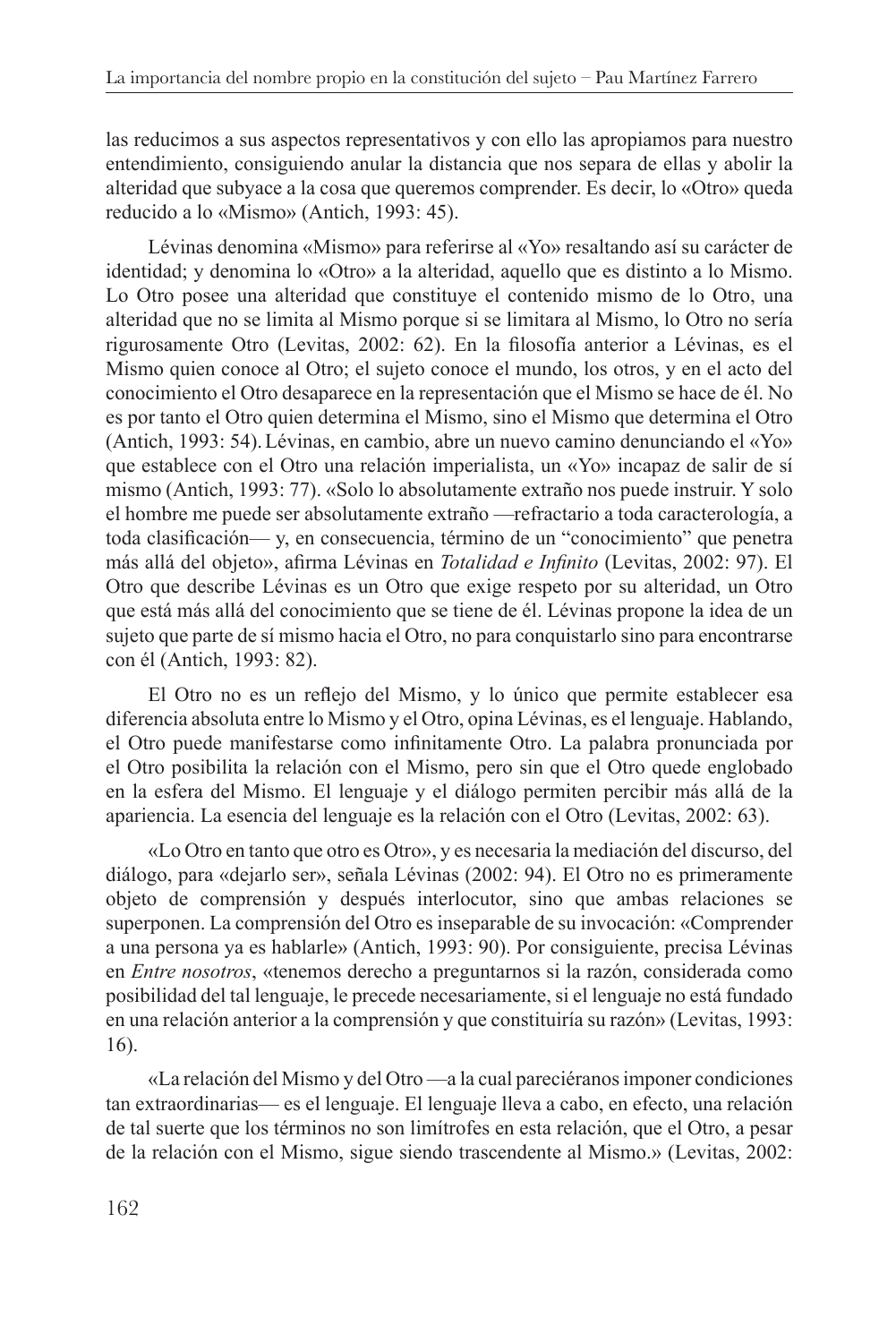las reducimos a sus aspectos representativos y con ello las apropiamos para nuestro entendimiento, consiguiendo anular la distancia que nos separa de ellas y abolir la alteridad que subyace a la cosa que queremos comprender. Es decir, lo «Otro» queda reducido a lo «Mismo» (Antich, 1993: 45).

Lévinas denomina «Mismo» para referirse al «Yo» resaltando así su carácter de identidad; y denomina lo «Otro» a la alteridad, aquello que es distinto a lo Mismo. Lo Otro posee una alteridad que constituye el contenido mismo de lo Otro, una alteridad que no se limita al Mismo porque si se limitara al Mismo, lo Otro no sería rigurosamente Otro (Levitas, 2002: 62). En la filosofía anterior a Lévinas, es el Mismo quien conoce al Otro; el sujeto conoce el mundo, los otros, y en el acto del conocimiento el Otro desaparece en la representación que el Mismo se hace de él. No es por tanto el Otro quien determina el Mismo, sino el Mismo que determina el Otro (Antich, 1993: 54). Lévinas, en cambio, abre un nuevo camino denunciando el «Yo» que establece con el Otro una relación imperialista, un «Yo» incapaz de salir de sí mismo (Antich, 1993: 77). «Solo lo absolutamente extraño nos puede instruir. Y solo el hombre me puede ser absolutamente extraño —refractario a toda caracterología, a toda clasificación— y, en consecuencia, término de un "conocimiento" que penetra más allá del objeto», afirma Lévinas en *Totalidad e Infinito* (Levitas, 2002: 97). El Otro que describe Lévinas es un Otro que exige respeto por su alteridad, un Otro que está más allá del conocimiento que se tiene de él. Lévinas propone la idea de un sujeto que parte de sí mismo hacia el Otro, no para conquistarlo sino para encontrarse con él (Antich, 1993: 82).

El Otro no es un reflejo del Mismo, y lo único que permite establecer esa diferencia absoluta entre lo Mismo y el Otro, opina Lévinas, es el lenguaje. Hablando, el Otro puede manifestarse como infinitamente Otro. La palabra pronunciada por el Otro posibilita la relación con el Mismo, pero sin que el Otro quede englobado en la esfera del Mismo. El lenguaje y el diálogo permiten percibir más allá de la apariencia. La esencia del lenguaje es la relación con el Otro (Levitas, 2002: 63).

«Lo Otro en tanto que otro es Otro», y es necesaria la mediación del discurso, del diálogo, para «dejarlo ser», señala Lévinas (2002: 94). El Otro no es primeramente objeto de comprensión y después interlocutor, sino que ambas relaciones se superponen. La comprensión del Otro es inseparable de su invocación: «Comprender a una persona ya es hablarle» (Antich, 1993: 90). Por consiguiente, precisa Lévinas en *Entre nosotros*, «tenemos derecho a preguntarnos si la razón, considerada como posibilidad del tal lenguaje, le precede necesariamente, si el lenguaje no está fundado en una relación anterior a la comprensión y que constituiría su razón» (Levitas, 1993: 16).

«La relación del Mismo y del Otro —a la cual pareciéranos imponer condiciones tan extraordinarias— es el lenguaje. El lenguaje lleva a cabo, en efecto, una relación de tal suerte que los términos no son limítrofes en esta relación, que el Otro, a pesar de la relación con el Mismo, sigue siendo trascendente al Mismo.» (Levitas, 2002: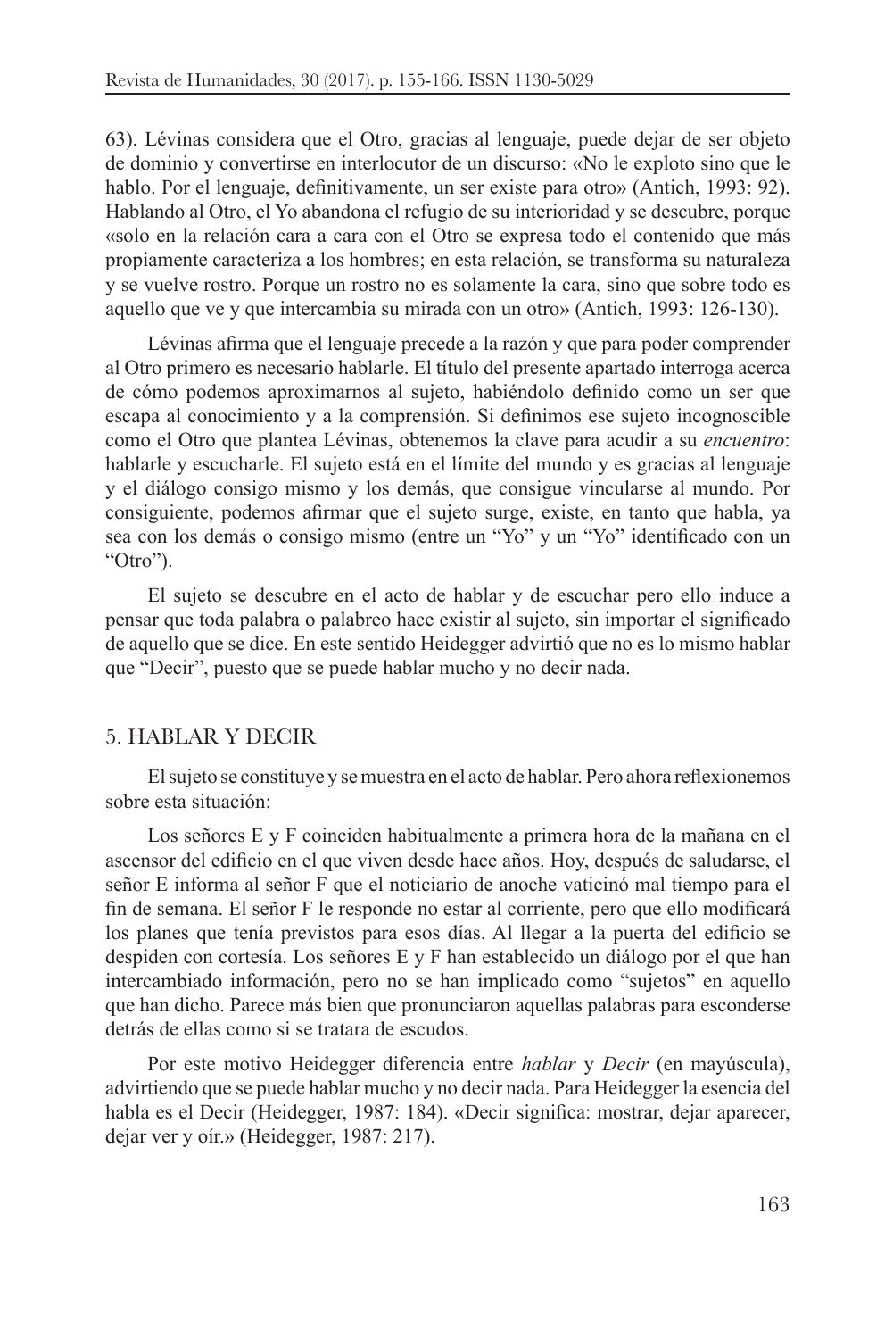63). Lévinas considera que el Otro, gracias al lenguaje, puede dejar de ser objeto de dominio y convertirse en interlocutor de un discurso: «No le exploto sino que le hablo. Por el lenguaje, definitivamente, un ser existe para otro» (Antich, 1993: 92). Hablando al Otro, el Yo abandona el refugio de su interioridad y se descubre, porque «solo en la relación cara a cara con el Otro se expresa todo el contenido que más propiamente caracteriza a los hombres; en esta relación, se transforma su naturaleza y se vuelve rostro. Porque un rostro no es solamente la cara, sino que sobre todo es aquello que ve y que intercambia su mirada con un otro» (Antich, 1993: 126-130).

Lévinas afirma que el lenguaje precede a la razón y que para poder comprender al Otro primero es necesario hablarle. El título del presente apartado interroga acerca de cómo podemos aproximarnos al sujeto, habiéndolo definido como un ser que escapa al conocimiento y a la comprensión. Si definimos ese sujeto incognoscible como el Otro que plantea Lévinas, obtenemos la clave para acudir a su *encuentro*: hablarle y escucharle. El sujeto está en el límite del mundo y es gracias al lenguaje y el diálogo consigo mismo y los demás, que consigue vincularse al mundo. Por consiguiente, podemos afirmar que el sujeto surge, existe, en tanto que habla, ya sea con los demás o consigo mismo (entre un "Yo" y un "Yo" identificado con un "Otro").

El sujeto se descubre en el acto de hablar y de escuchar pero ello induce a pensar que toda palabra o palabreo hace existir al sujeto, sin importar el significado de aquello que se dice. En este sentido Heidegger advirtió que no es lo mismo hablar que "Decir", puesto que se puede hablar mucho y no decir nada.

## 5. HABLAR Y DECIR

El sujeto se constituye y se muestra en el acto de hablar. Pero ahora reflexionemos sobre esta situación:

Los señores E y F coinciden habitualmente a primera hora de la mañana en el ascensor del edificio en el que viven desde hace años. Hoy, después de saludarse, el señor E informa al señor F que el noticiario de anoche vaticinó mal tiempo para el fin de semana. El señor F le responde no estar al corriente, pero que ello modificará los planes que tenía previstos para esos días. Al llegar a la puerta del edificio se despiden con cortesía. Los señores E y F han establecido un diálogo por el que han intercambiado información, pero no se han implicado como "sujetos" en aquello que han dicho. Parece más bien que pronunciaron aquellas palabras para esconderse detrás de ellas como si se tratara de escudos.

Por este motivo Heidegger diferencia entre *hablar* y *Decir* (en mayúscula), advirtiendo que se puede hablar mucho y no decir nada. Para Heidegger la esencia del habla es el Decir (Heidegger, 1987: 184). «Decir significa: mostrar, dejar aparecer, dejar ver y oír.» (Heidegger, 1987: 217).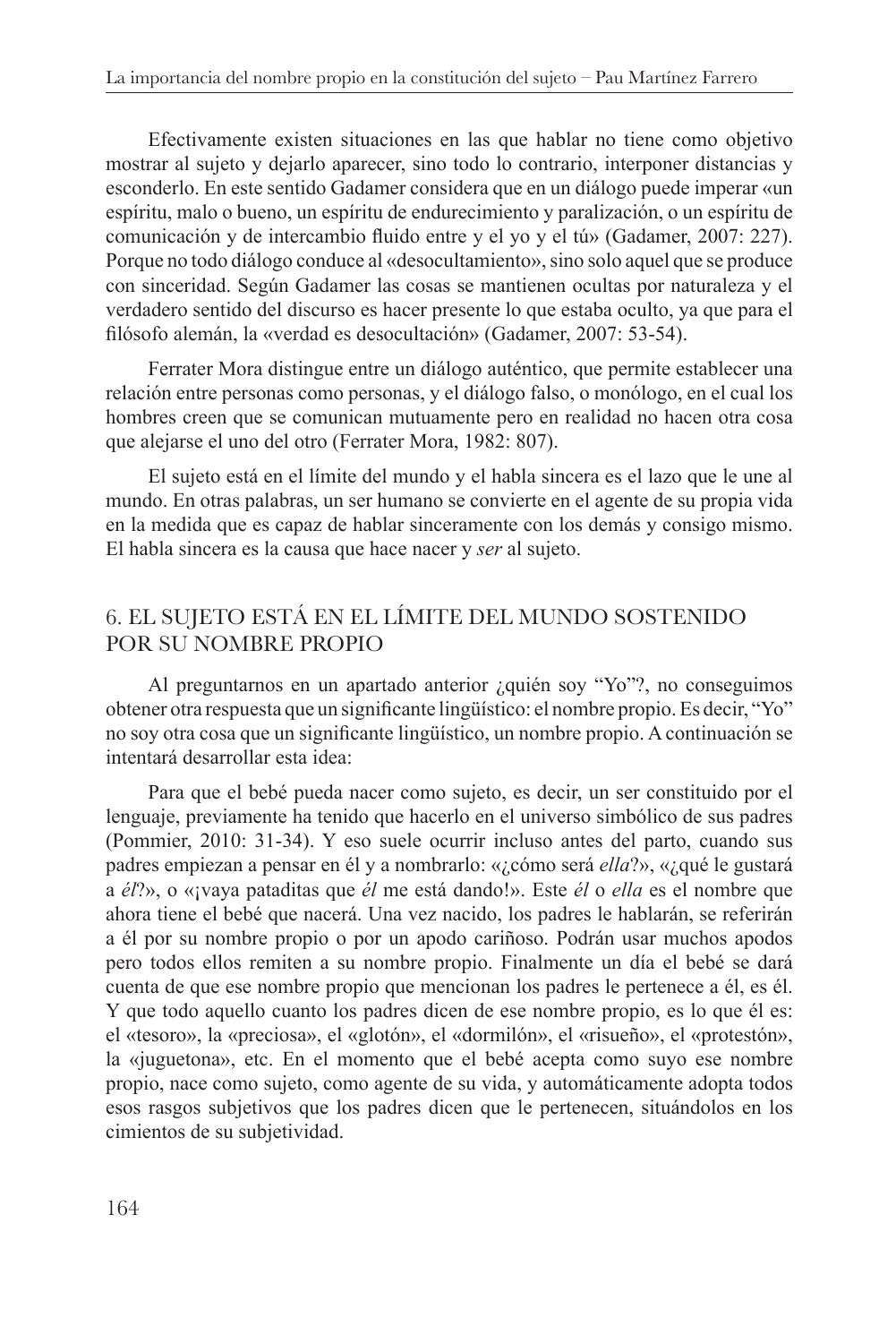Efectivamente existen situaciones en las que hablar no tiene como objetivo mostrar al sujeto y dejarlo aparecer, sino todo lo contrario, interponer distancias y esconderlo. En este sentido Gadamer considera que en un diálogo puede imperar «un espíritu, malo o bueno, un espíritu de endurecimiento y paralización, o un espíritu de comunicación y de intercambio fluido entre y el yo y el tú» (Gadamer, 2007: 227). Porque no todo diálogo conduce al «desocultamiento», sino solo aquel que se produce con sinceridad. Según Gadamer las cosas se mantienen ocultas por naturaleza y el verdadero sentido del discurso es hacer presente lo que estaba oculto, ya que para el filósofo alemán, la «verdad es desocultación» (Gadamer, 2007: 53-54).

Ferrater Mora distingue entre un diálogo auténtico, que permite establecer una relación entre personas como personas, y el diálogo falso, o monólogo, en el cual los hombres creen que se comunican mutuamente pero en realidad no hacen otra cosa que alejarse el uno del otro (Ferrater Mora, 1982: 807).

El sujeto está en el límite del mundo y el habla sincera es el lazo que le une al mundo. En otras palabras, un ser humano se convierte en el agente de su propia vida en la medida que es capaz de hablar sinceramente con los demás y consigo mismo. El habla sincera es la causa que hace nacer y *ser* al sujeto.

## 6. EL SUJETO ESTÁ EN EL LÍMITE DEL MUNDO SOSTENIDO POR SU NOMBRE PROPIO

Al preguntarnos en un apartado anterior ¿quién soy "Yo"?, no conseguimos obtener otra respuesta que un significante lingüístico: el nombre propio. Es decir, "Yo" no soy otra cosa que un significante lingüístico, un nombre propio. A continuación se intentará desarrollar esta idea:

Para que el bebé pueda nacer como sujeto, es decir, un ser constituido por el lenguaje, previamente ha tenido que hacerlo en el universo simbólico de sus padres (Pommier, 2010: 31-34). Y eso suele ocurrir incluso antes del parto, cuando sus padres empiezan a pensar en él y a nombrarlo: «¿cómo será *ella*?», «¿qué le gustará a *él*?», o «¡vaya pataditas que *él* me está dando!». Este *él* o *ella* es el nombre que ahora tiene el bebé que nacerá. Una vez nacido, los padres le hablarán, se referirán a él por su nombre propio o por un apodo cariñoso. Podrán usar muchos apodos pero todos ellos remiten a su nombre propio. Finalmente un día el bebé se dará cuenta de que ese nombre propio que mencionan los padres le pertenece a él, es él. Y que todo aquello cuanto los padres dicen de ese nombre propio, es lo que él es: el «tesoro», la «preciosa», el «glotón», el «dormilón», el «risueño», el «protestón», la «juguetona», etc. En el momento que el bebé acepta como suyo ese nombre propio, nace como sujeto, como agente de su vida, y automáticamente adopta todos esos rasgos subjetivos que los padres dicen que le pertenecen, situándolos en los cimientos de su subjetividad.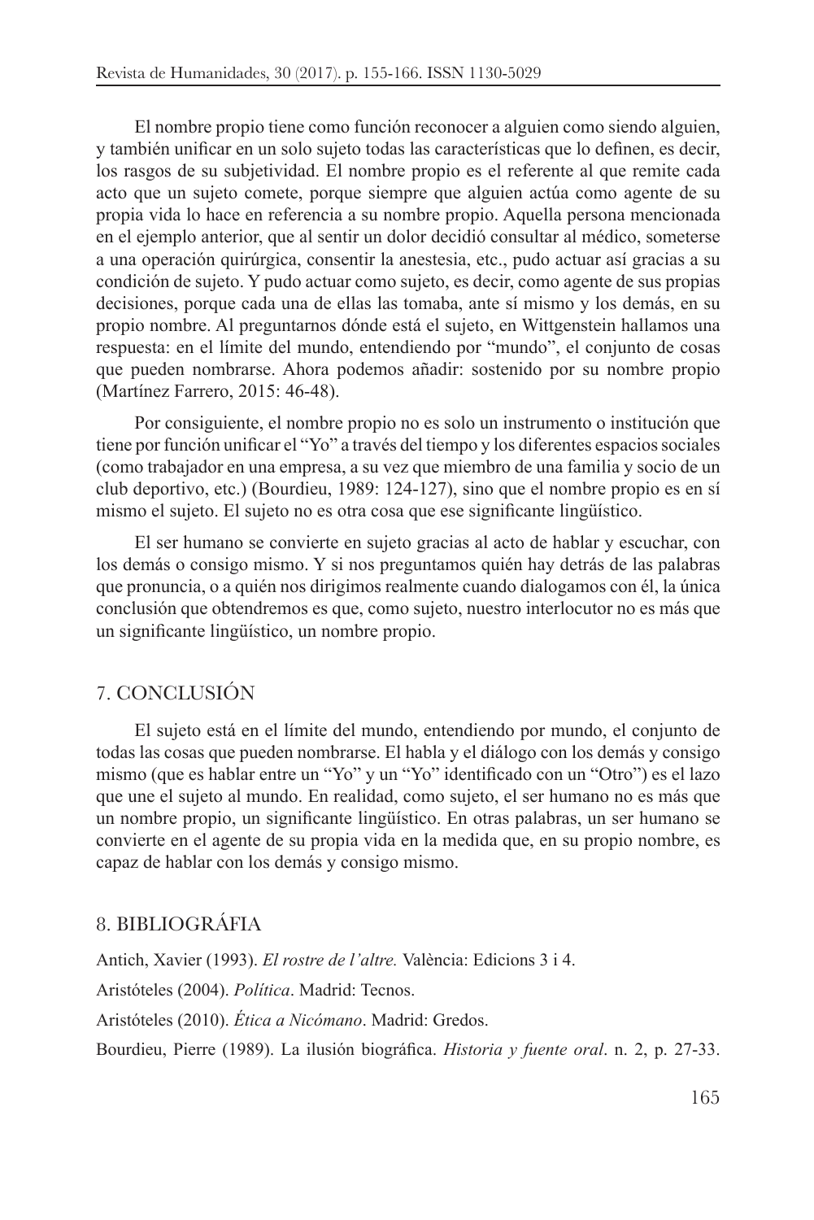El nombre propio tiene como función reconocer a alguien como siendo alguien, y también unificar en un solo sujeto todas las características que lo definen, es decir, los rasgos de su subjetividad. El nombre propio es el referente al que remite cada acto que un sujeto comete, porque siempre que alguien actúa como agente de su propia vida lo hace en referencia a su nombre propio. Aquella persona mencionada en el ejemplo anterior, que al sentir un dolor decidió consultar al médico, someterse a una operación quirúrgica, consentir la anestesia, etc., pudo actuar así gracias a su condición de sujeto. Y pudo actuar como sujeto, es decir, como agente de sus propias decisiones, porque cada una de ellas las tomaba, ante sí mismo y los demás, en su propio nombre. Al preguntarnos dónde está el sujeto, en Wittgenstein hallamos una respuesta: en el límite del mundo, entendiendo por "mundo", el conjunto de cosas que pueden nombrarse. Ahora podemos añadir: sostenido por su nombre propio (Martínez Farrero, 2015: 46-48).

Por consiguiente, el nombre propio no es solo un instrumento o institución que tiene por función unificar el "Yo" a través del tiempo y los diferentes espacios sociales (como trabajador en una empresa, a su vez que miembro de una familia y socio de un club deportivo, etc.) (Bourdieu, 1989: 124-127), sino que el nombre propio es en sí mismo el sujeto. El sujeto no es otra cosa que ese significante lingüístico.

El ser humano se convierte en sujeto gracias al acto de hablar y escuchar, con los demás o consigo mismo. Y si nos preguntamos quién hay detrás de las palabras que pronuncia, o a quién nos dirigimos realmente cuando dialogamos con él, la única conclusión que obtendremos es que, como sujeto, nuestro interlocutor no es más que un significante lingüístico, un nombre propio.

## 7. CONCLUSIÓN

El sujeto está en el límite del mundo, entendiendo por mundo, el conjunto de todas las cosas que pueden nombrarse. El habla y el diálogo con los demás y consigo mismo (que es hablar entre un "Yo" y un "Yo" identificado con un "Otro") es el lazo que une el sujeto al mundo. En realidad, como sujeto, el ser humano no es más que un nombre propio, un significante lingüístico. En otras palabras, un ser humano se convierte en el agente de su propia vida en la medida que, en su propio nombre, es capaz de hablar con los demás y consigo mismo.

## 8. BIBLIOGRÁFIA

Antich, Xavier (1993). *El rostre de l'altre.* València: Edicions 3 i 4.

Aristóteles (2004). *Política*. Madrid: Tecnos.

Aristóteles (2010). *Ética a Nicómano*. Madrid: Gredos.

Bourdieu, Pierre (1989). La ilusión biográfica. *Historia y fuente oral*. n. 2, p. 27-33.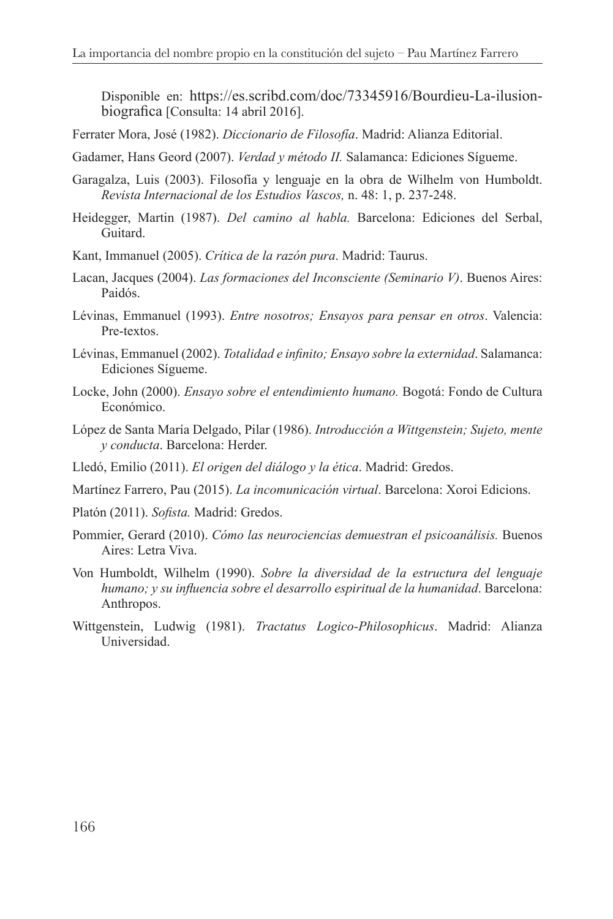Disponible en: https://es.scribd.com/doc/73345916/Bourdieu-La-ilusion-biografica [Consulta: 14 abril 2016].

Ferrater Mora, José (1982). *Diccionario de Filosofía*. Madrid: Alianza Editorial.

Gadamer, Hans Geord (2007). *Verdad y método II.* Salamanca: Ediciones Sígueme.

Garagalza, Luis (2003). Filosofía y lenguaje en la obra de Wilhelm von Humboldt. *Revista Internacional de los Estudios Vascos,* n. 48: 1, p. 237-248.

Heidegger, Martin (1987). *Del camino al habla.* Barcelona: Ediciones del Serbal, Guitard.

Kant, Immanuel (2005). *Crítica de la razón pura*. Madrid: Taurus.

Lacan, Jacques (2004). *Las formaciones del Inconsciente (Seminario V)*. Buenos Aires: Paidós.

Lévinas, Emmanuel (1993). *Entre nosotros; Ensayos para pensar en otros*. Valencia: Pre-textos.

Lévinas, Emmanuel (2002). *Totalidad e infinito; Ensayo sobre la externidad*. Salamanca: Ediciones Sígueme.

Locke, John (2000). *Ensayo sobre el entendimiento humano.* Bogotá: Fondo de Cultura Económico.

López de Santa María Delgado, Pilar (1986). *Introducción a Wittgenstein; Sujeto, mente y conducta*. Barcelona: Herder.

Lledó, Emilio (2011). *El origen del diálogo y la ética*. Madrid: Gredos.

Martínez Farrero, Pau (2015). *La incomunicación virtual*. Barcelona: Xoroi Edicions.

Platón (2011). *Sofista.* Madrid: Gredos.

Pommier, Gerard (2010). *Cómo las neurociencias demuestran el psicoanálisis.* Buenos Aires: Letra Viva.

Von Humboldt, Wilhelm (1990). *Sobre la diversidad de la estructura del lenguaje humano; y su influencia sobre el desarrollo espiritual de la humanidad*. Barcelona: Anthropos.

Wittgenstein, Ludwig (1981). *Tractatus Logico-Philosophicus*. Madrid: Alianza Universidad.